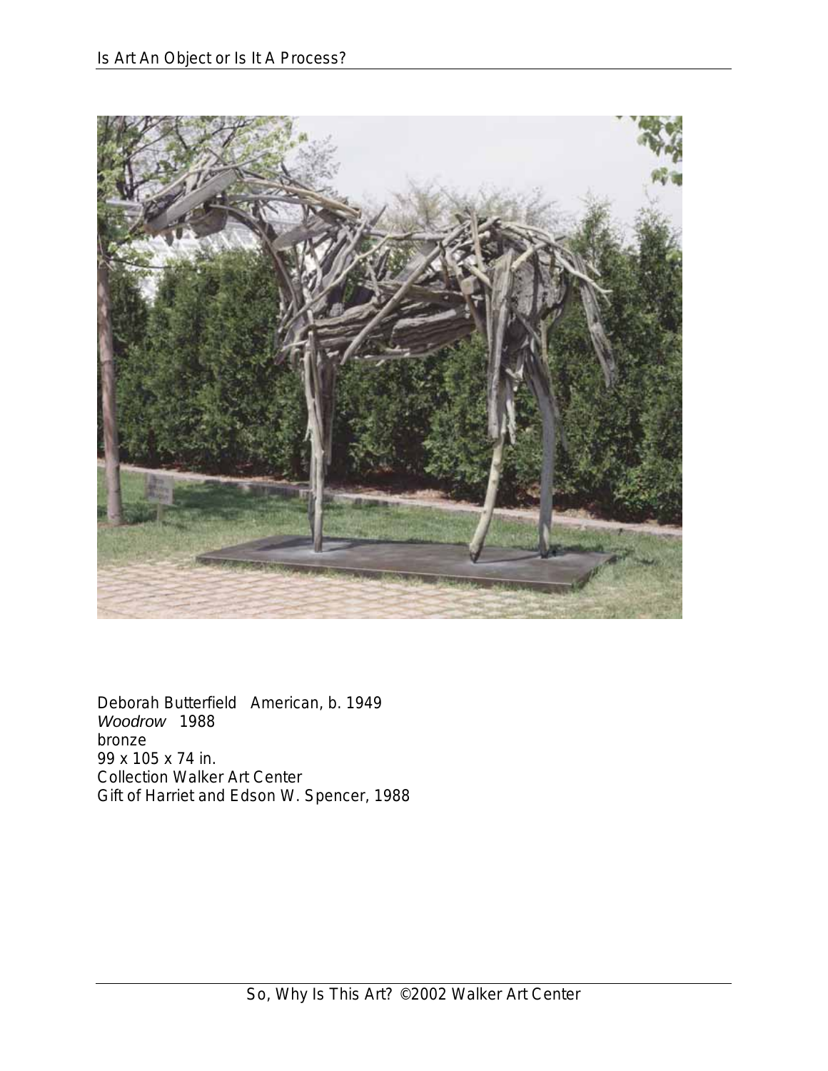Deborah Butterfield   American, b. 1949
*Woodrow*   1988
bronze
99 x 105 x 74 in.
Collection Walker Art Center
Gift of Harriet and Edson W. Spencer, 1988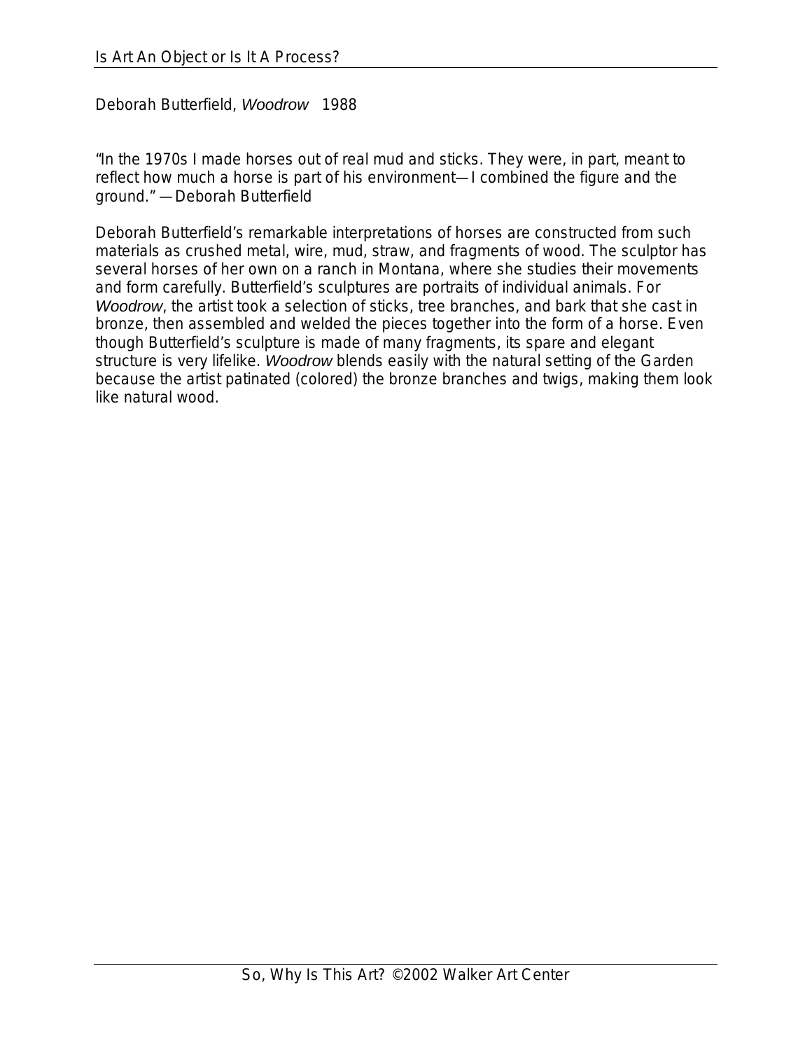Deborah Butterfield, *Woodrow* 1988

"In the 1970s I made horses out of real mud and sticks. They were, in part, meant to reflect how much a horse is part of his environment—I combined the figure and the ground." —Deborah Butterfield

Deborah Butterfield's remarkable interpretations of horses are constructed from such materials as crushed metal, wire, mud, straw, and fragments of wood. The sculptor has several horses of her own on a ranch in Montana, where she studies their movements and form carefully. Butterfield's sculptures are portraits of individual animals. For *Woodrow*, the artist took a selection of sticks, tree branches, and bark that she cast in bronze, then assembled and welded the pieces together into the form of a horse. Even though Butterfield's sculpture is made of many fragments, its spare and elegant structure is very lifelike. *Woodrow* blends easily with the natural setting of the Garden because the artist patinated (colored) the bronze branches and twigs, making them look like natural wood.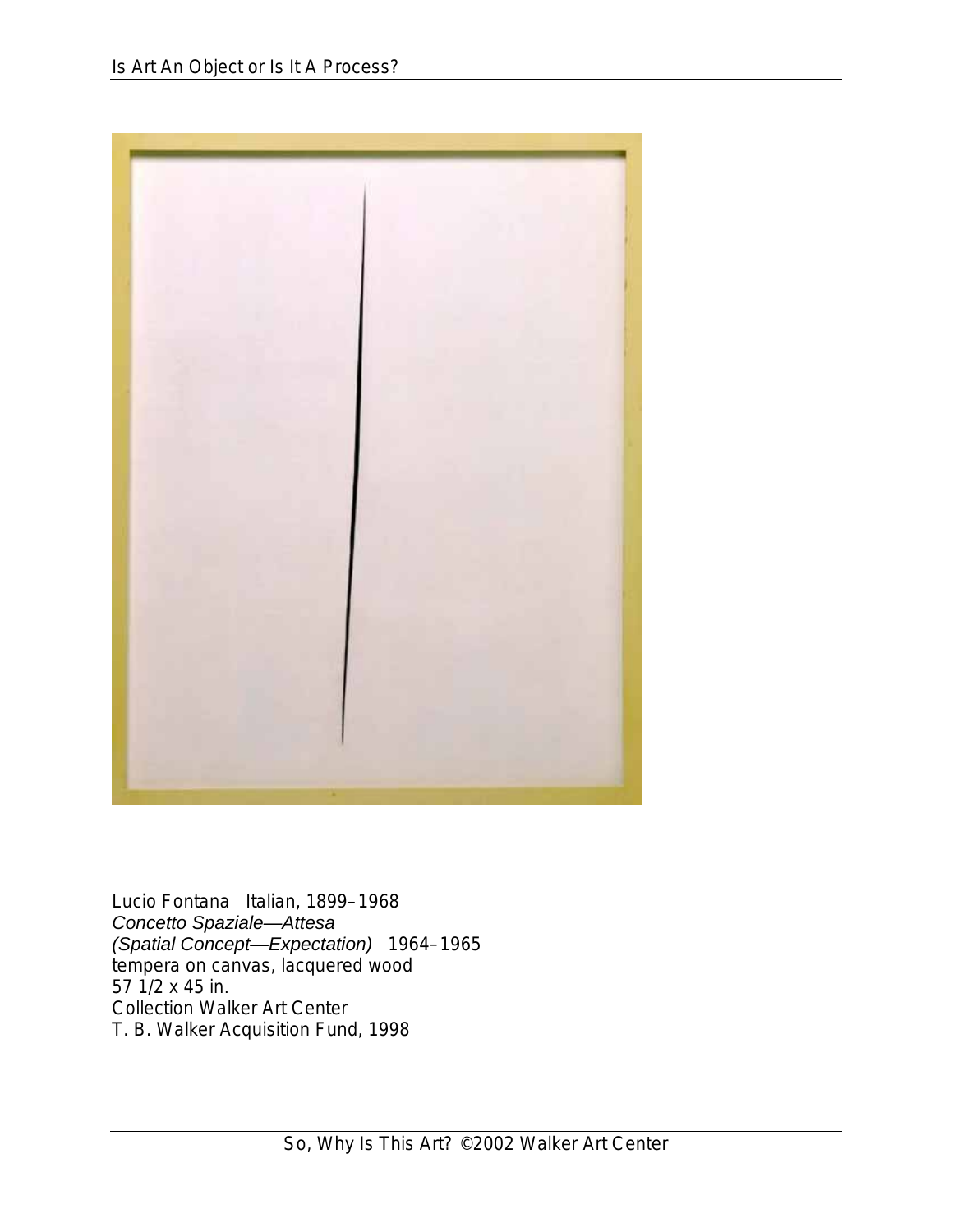Lucio Fontana Italian, 1899–1968
*Concetto Spaziale—Attesa*
*(Spatial Concept—Expectation)* 1964–1965
tempera on canvas, lacquered wood
57 1/2 x 45 in.
Collection Walker Art Center
T. B. Walker Acquisition Fund, 1998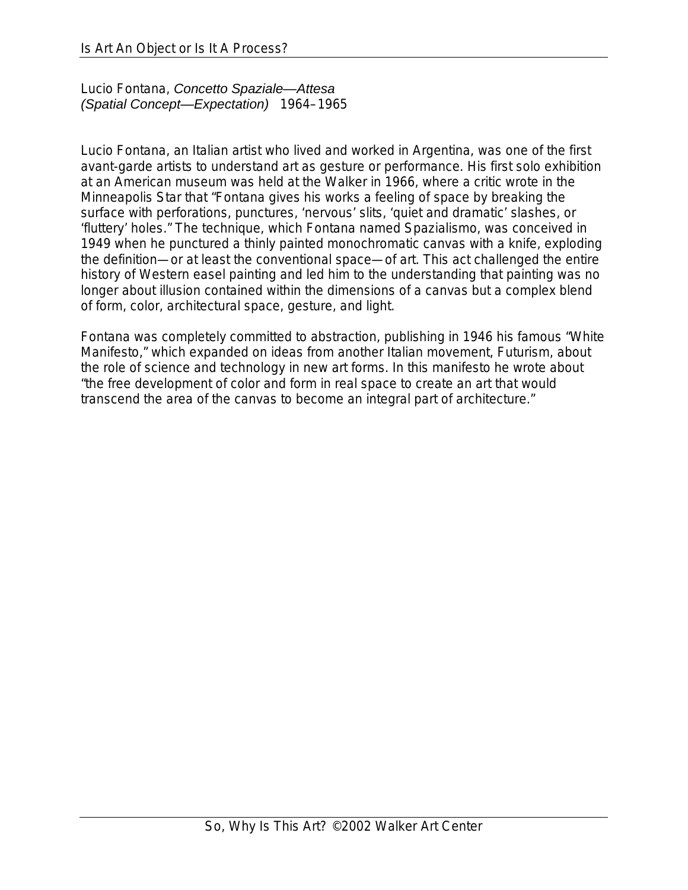Lucio Fontana, *Concetto Spaziale—Attesa (Spatial Concept—Expectation)* 1964–1965

Lucio Fontana, an Italian artist who lived and worked in Argentina, was one of the first avant-garde artists to understand art as gesture or performance. His first solo exhibition at an American museum was held at the Walker in 1966, where a critic wrote in the Minneapolis Star that "Fontana gives his works a feeling of space by breaking the surface with perforations, punctures, 'nervous' slits, 'quiet and dramatic' slashes, or 'fluttery' holes." The technique, which Fontana named Spazialismo, was conceived in 1949 when he punctured a thinly painted monochromatic canvas with a knife, exploding the definition—or at least the conventional space—of art. This act challenged the entire history of Western easel painting and led him to the understanding that painting was no longer about illusion contained within the dimensions of a canvas but a complex blend of form, color, architectural space, gesture, and light.

Fontana was completely committed to abstraction, publishing in 1946 his famous "White Manifesto," which expanded on ideas from another Italian movement, Futurism, about the role of science and technology in new art forms. In this manifesto he wrote about "the free development of color and form in real space to create an art that would transcend the area of the canvas to become an integral part of architecture."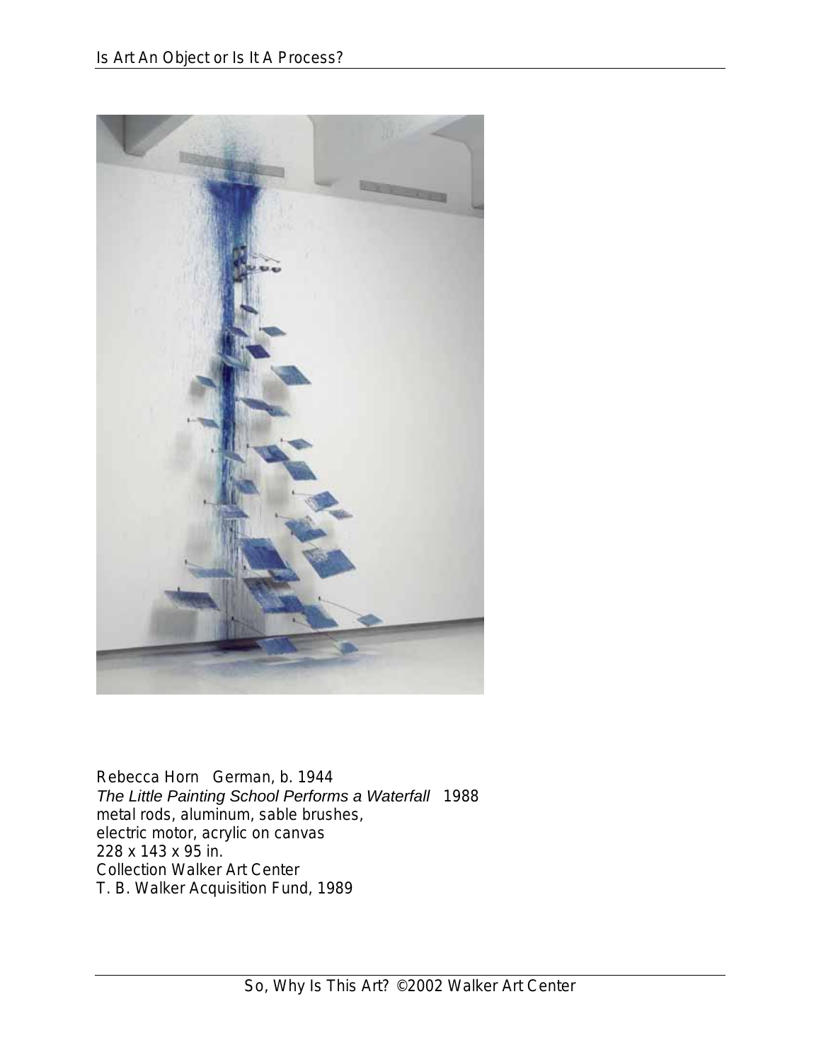Rebecca Horn German, b. 1944
*The Little Painting School Performs a Waterfall* 1988
metal rods, aluminum, sable brushes,
electric motor, acrylic on canvas
228 x 143 x 95 in.
Collection Walker Art Center
T. B. Walker Acquisition Fund, 1989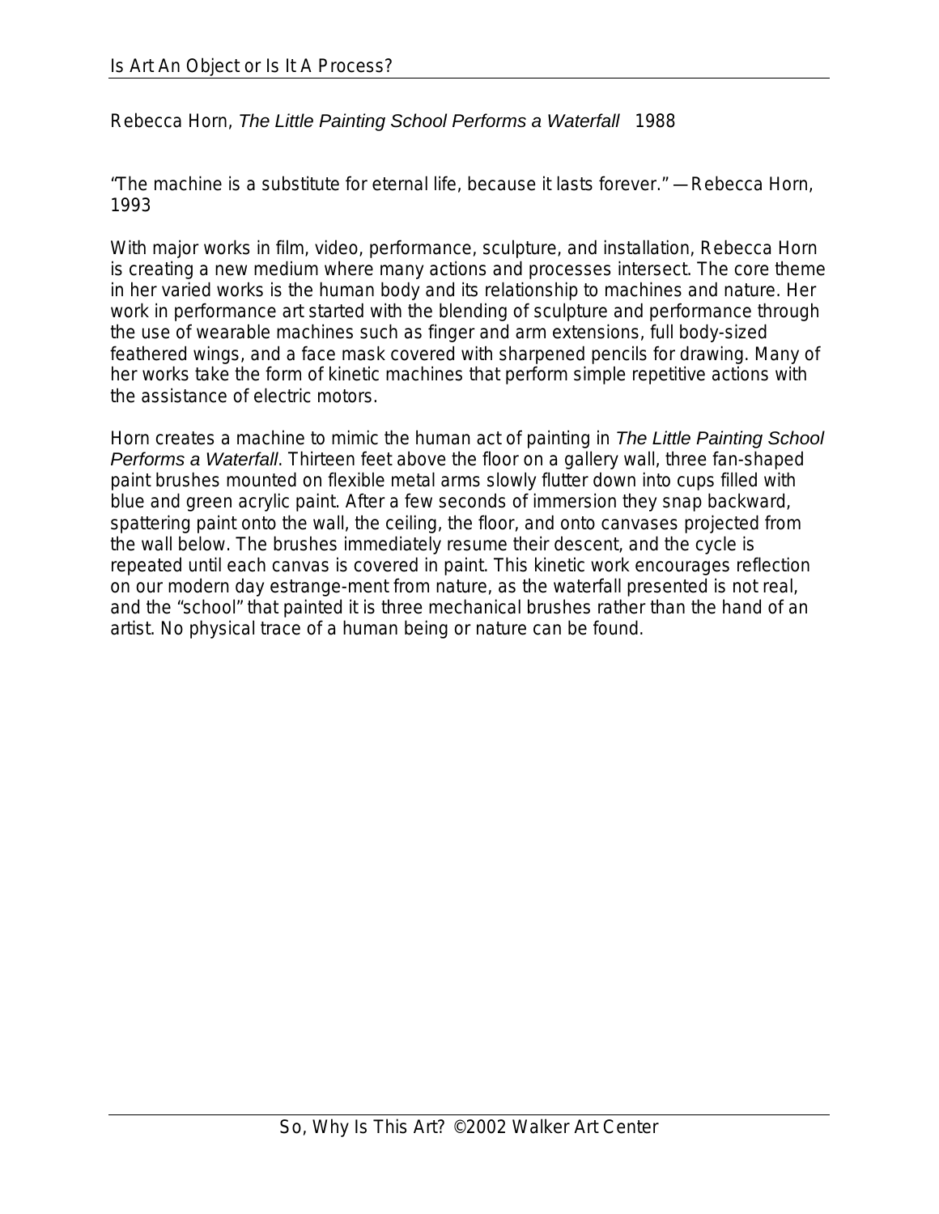Rebecca Horn, *The Little Painting School Performs a Waterfall* 1988

"The machine is a substitute for eternal life, because it lasts forever." —Rebecca Horn, 1993

With major works in film, video, performance, sculpture, and installation, Rebecca Horn is creating a new medium where many actions and processes intersect. The core theme in her varied works is the human body and its relationship to machines and nature. Her work in performance art started with the blending of sculpture and performance through the use of wearable machines such as finger and arm extensions, full body-sized feathered wings, and a face mask covered with sharpened pencils for drawing. Many of her works take the form of kinetic machines that perform simple repetitive actions with the assistance of electric motors.

Horn creates a machine to mimic the human act of painting in *The Little Painting School Performs a Waterfall*. Thirteen feet above the floor on a gallery wall, three fan-shaped paint brushes mounted on flexible metal arms slowly flutter down into cups filled with blue and green acrylic paint. After a few seconds of immersion they snap backward, spattering paint onto the wall, the ceiling, the floor, and onto canvases projected from the wall below. The brushes immediately resume their descent, and the cycle is repeated until each canvas is covered in paint. This kinetic work encourages reflection on our modern day estrange-ment from nature, as the waterfall presented is not real, and the "school" that painted it is three mechanical brushes rather than the hand of an artist. No physical trace of a human being or nature can be found.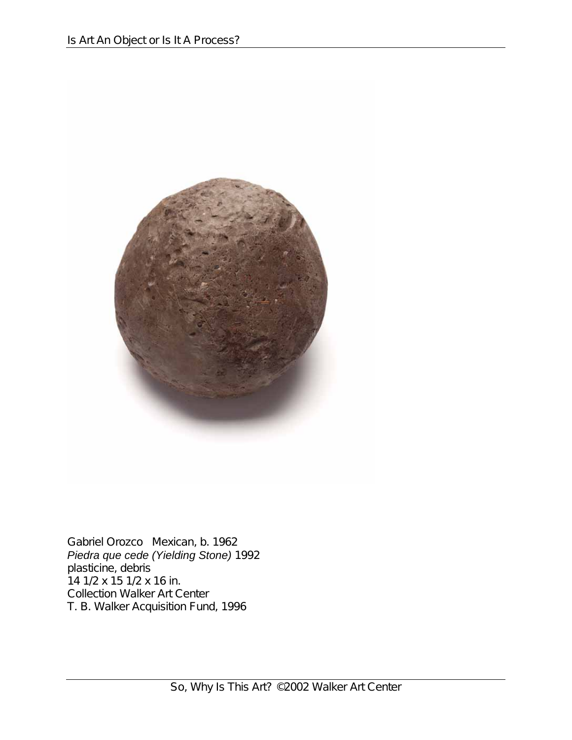Gabriel Orozco   Mexican, b. 1962
*Piedra que cede (Yielding Stone)* 1992
plasticine, debris
14 1/2 x 15 1/2 x 16 in.
Collection Walker Art Center
T. B. Walker Acquisition Fund, 1996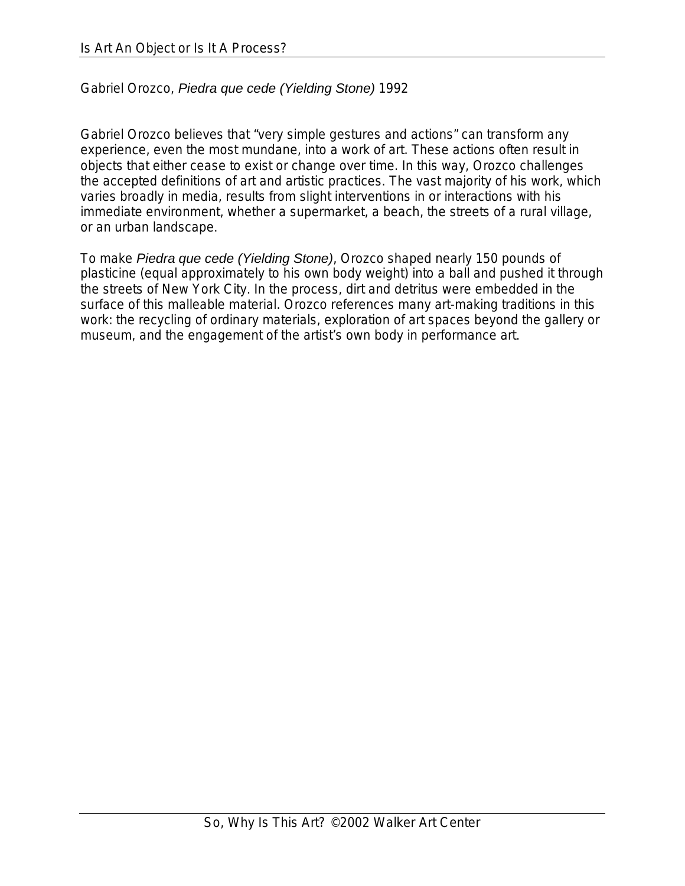Gabriel Orozco, *Piedra que cede (Yielding Stone)* 1992

Gabriel Orozco believes that "very simple gestures and actions" can transform any experience, even the most mundane, into a work of art. These actions often result in objects that either cease to exist or change over time. In this way, Orozco challenges the accepted definitions of art and artistic practices. The vast majority of his work, which varies broadly in media, results from slight interventions in or interactions with his immediate environment, whether a supermarket, a beach, the streets of a rural village, or an urban landscape.

To make *Piedra que cede (Yielding Stone)*, Orozco shaped nearly 150 pounds of plasticine (equal approximately to his own body weight) into a ball and pushed it through the streets of New York City. In the process, dirt and detritus were embedded in the surface of this malleable material. Orozco references many art-making traditions in this work: the recycling of ordinary materials, exploration of art spaces beyond the gallery or museum, and the engagement of the artist's own body in performance art.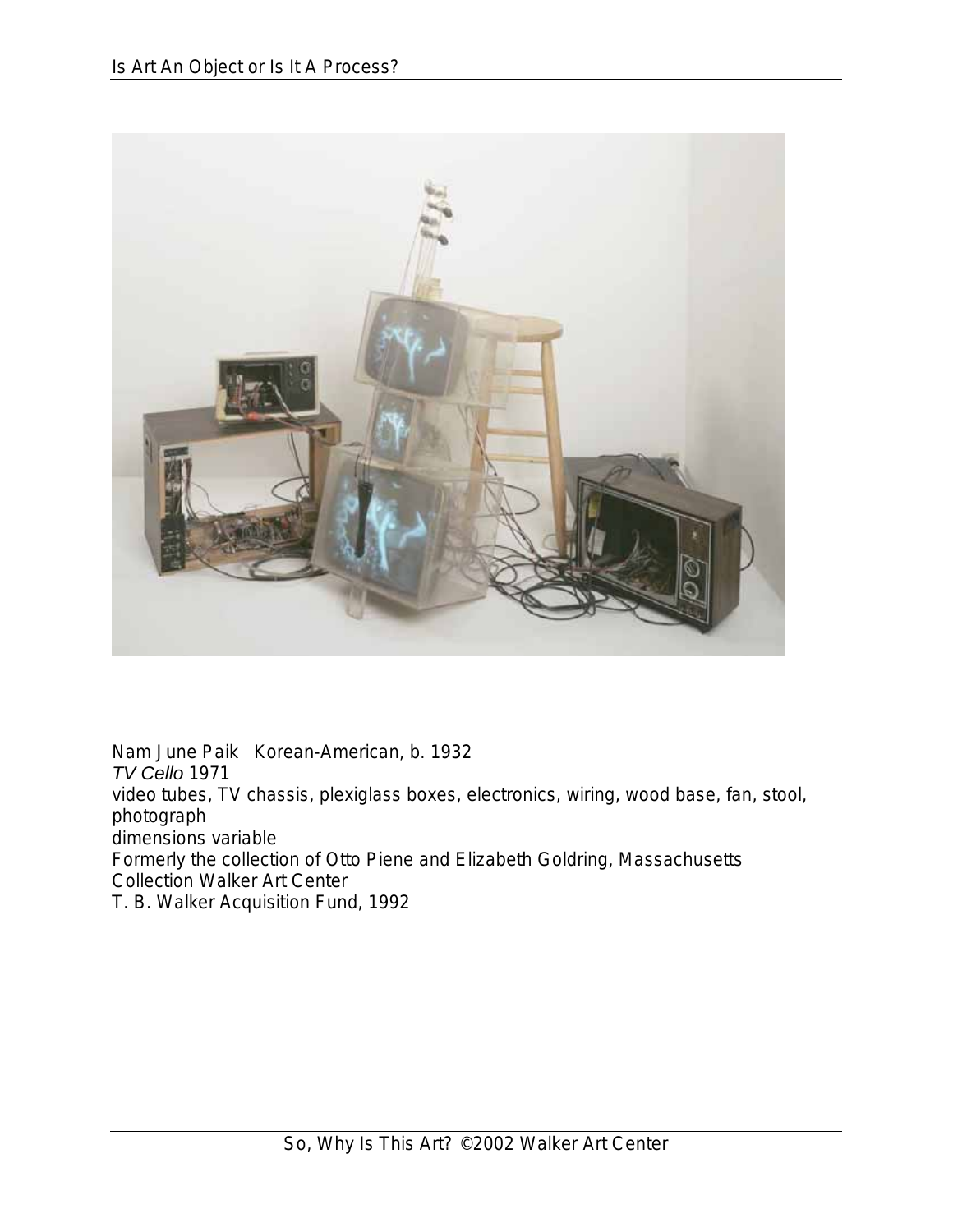Nam June Paik Korean-American, b. 1932
*TV Cello* 1971
video tubes, TV chassis, plexiglass boxes, electronics, wiring, wood base, fan, stool, photograph
dimensions variable
Formerly the collection of Otto Piene and Elizabeth Goldring, Massachusetts
Collection Walker Art Center
T. B. Walker Acquisition Fund, 1992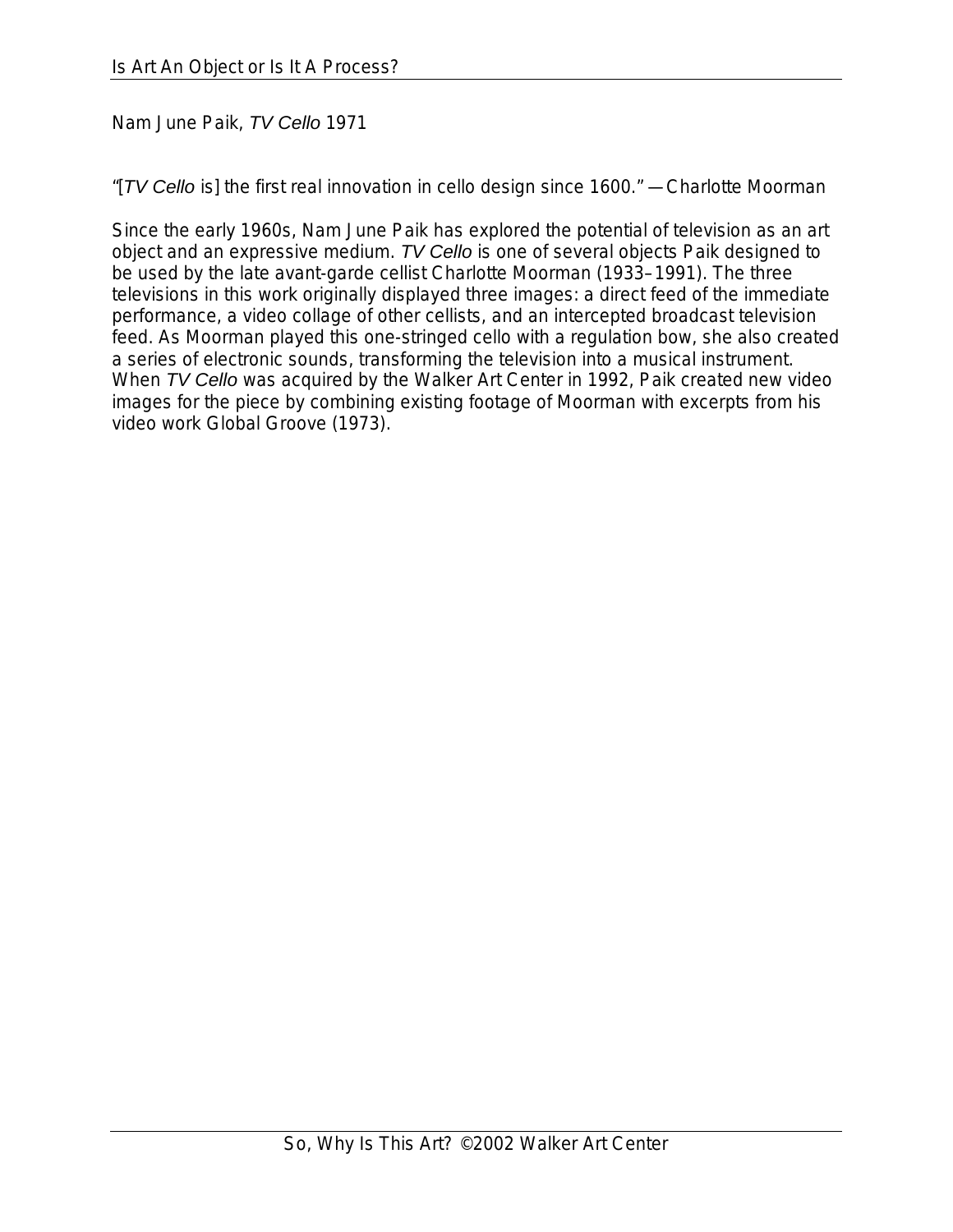Nam June Paik, *TV Cello* 1971

"[*TV Cello* is] the first real innovation in cello design since 1600." —Charlotte Moorman

Since the early 1960s, Nam June Paik has explored the potential of television as an art object and an expressive medium. *TV Cello* is one of several objects Paik designed to be used by the late avant-garde cellist Charlotte Moorman (1933–1991). The three televisions in this work originally displayed three images: a direct feed of the immediate performance, a video collage of other cellists, and an intercepted broadcast television feed. As Moorman played this one-stringed cello with a regulation bow, she also created a series of electronic sounds, transforming the television into a musical instrument. When *TV Cello* was acquired by the Walker Art Center in 1992, Paik created new video images for the piece by combining existing footage of Moorman with excerpts from his video work Global Groove (1973).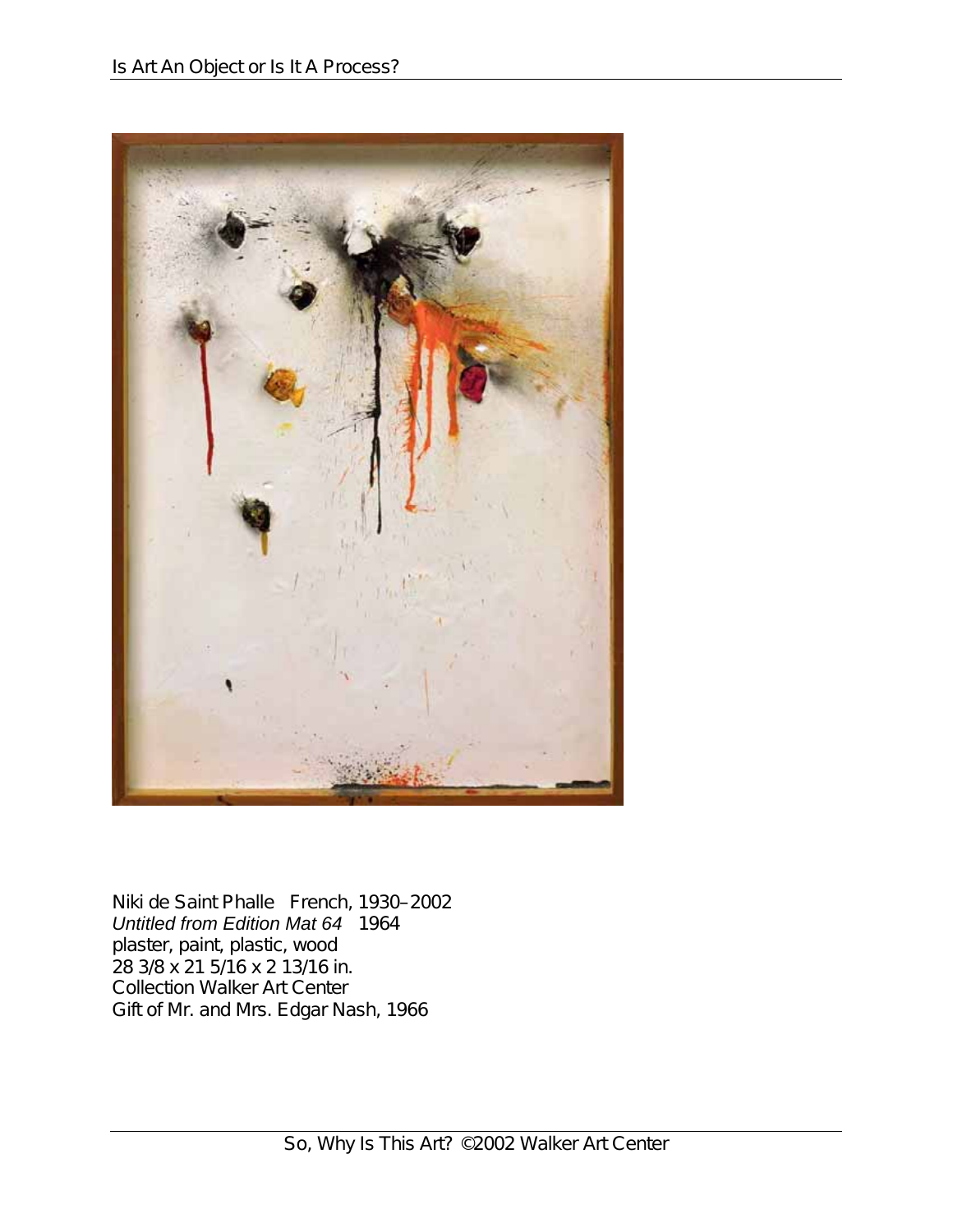Niki de Saint Phalle French, 1930–2002
*Untitled from Edition Mat 64* 1964
plaster, paint, plastic, wood
28 3/8 x 21 5/16 x 2 13/16 in.
Collection Walker Art Center
Gift of Mr. and Mrs. Edgar Nash, 1966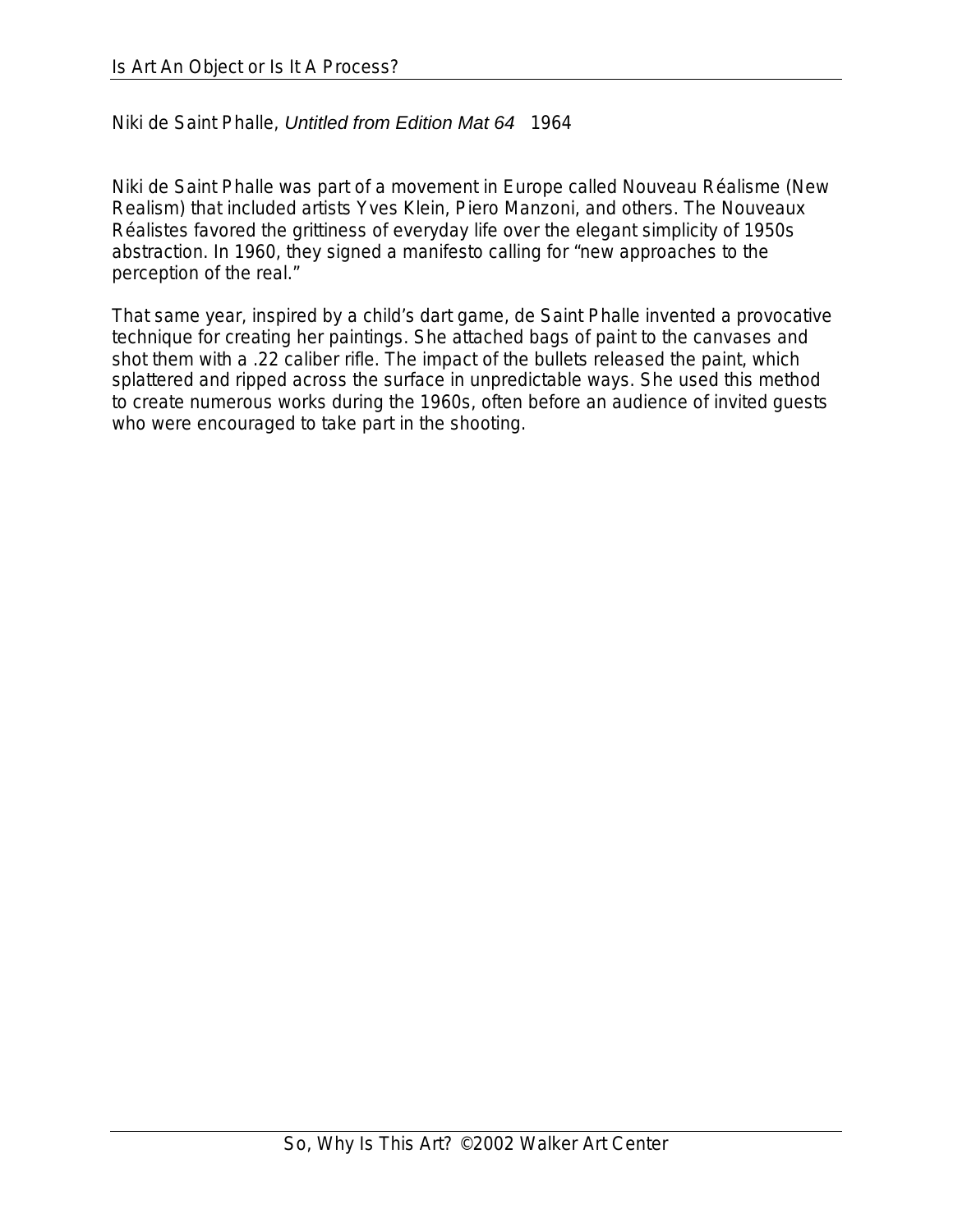Niki de Saint Phalle, *Untitled from Edition Mat 64* 1964

Niki de Saint Phalle was part of a movement in Europe called Nouveau Réalisme (New Realism) that included artists Yves Klein, Piero Manzoni, and others. The Nouveaux Réalistes favored the grittiness of everyday life over the elegant simplicity of 1950s abstraction. In 1960, they signed a manifesto calling for "new approaches to the perception of the real."

That same year, inspired by a child's dart game, de Saint Phalle invented a provocative technique for creating her paintings. She attached bags of paint to the canvases and shot them with a .22 caliber rifle. The impact of the bullets released the paint, which splattered and ripped across the surface in unpredictable ways. She used this method to create numerous works during the 1960s, often before an audience of invited guests who were encouraged to take part in the shooting.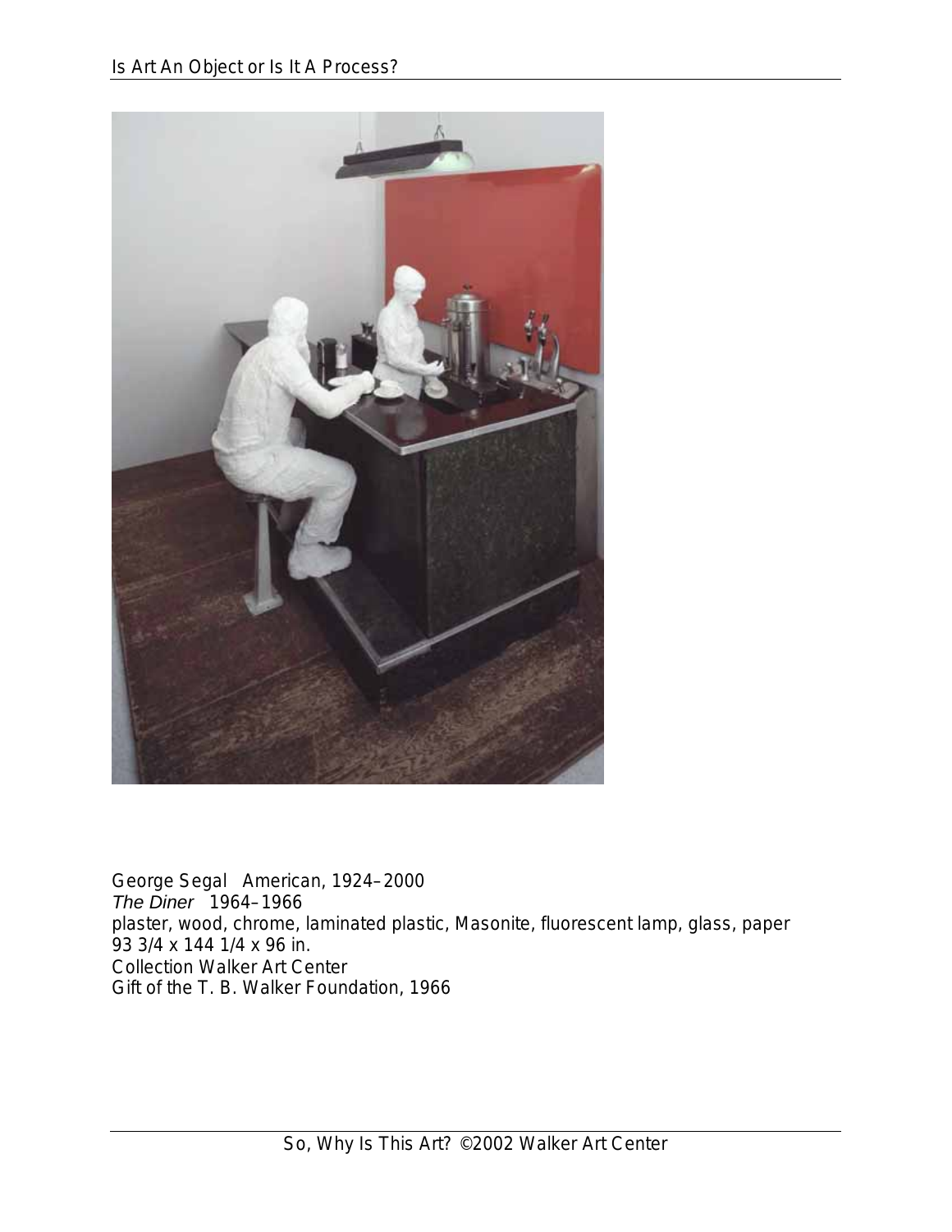George Segal American, 1924–2000
*The Diner* 1964–1966
plaster, wood, chrome, laminated plastic, Masonite, fluorescent lamp, glass, paper
93 3/4 x 144 1/4 x 96 in.
Collection Walker Art Center
Gift of the T. B. Walker Foundation, 1966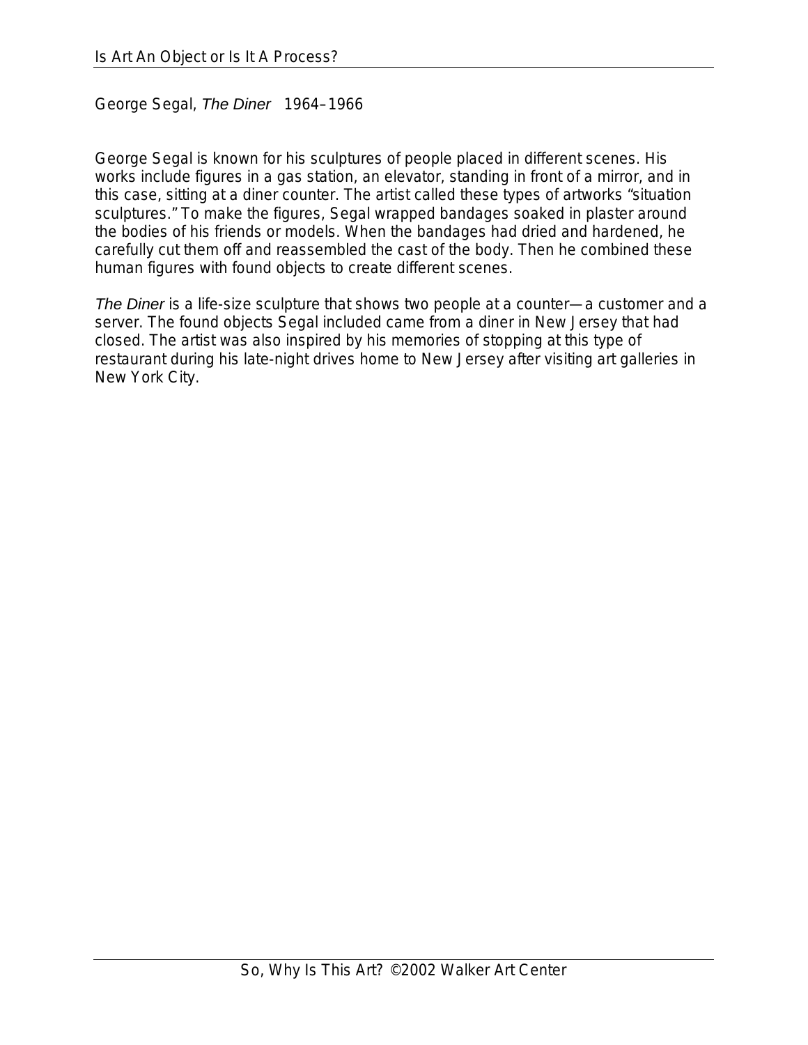George Segal, *The Diner* 1964–1966

George Segal is known for his sculptures of people placed in different scenes. His works include figures in a gas station, an elevator, standing in front of a mirror, and in this case, sitting at a diner counter. The artist called these types of artworks "situation sculptures." To make the figures, Segal wrapped bandages soaked in plaster around the bodies of his friends or models. When the bandages had dried and hardened, he carefully cut them off and reassembled the cast of the body. Then he combined these human figures with found objects to create different scenes.

*The Diner* is a life-size sculpture that shows two people at a counter—a customer and a server. The found objects Segal included came from a diner in New Jersey that had closed. The artist was also inspired by his memories of stopping at this type of restaurant during his late-night drives home to New Jersey after visiting art galleries in New York City.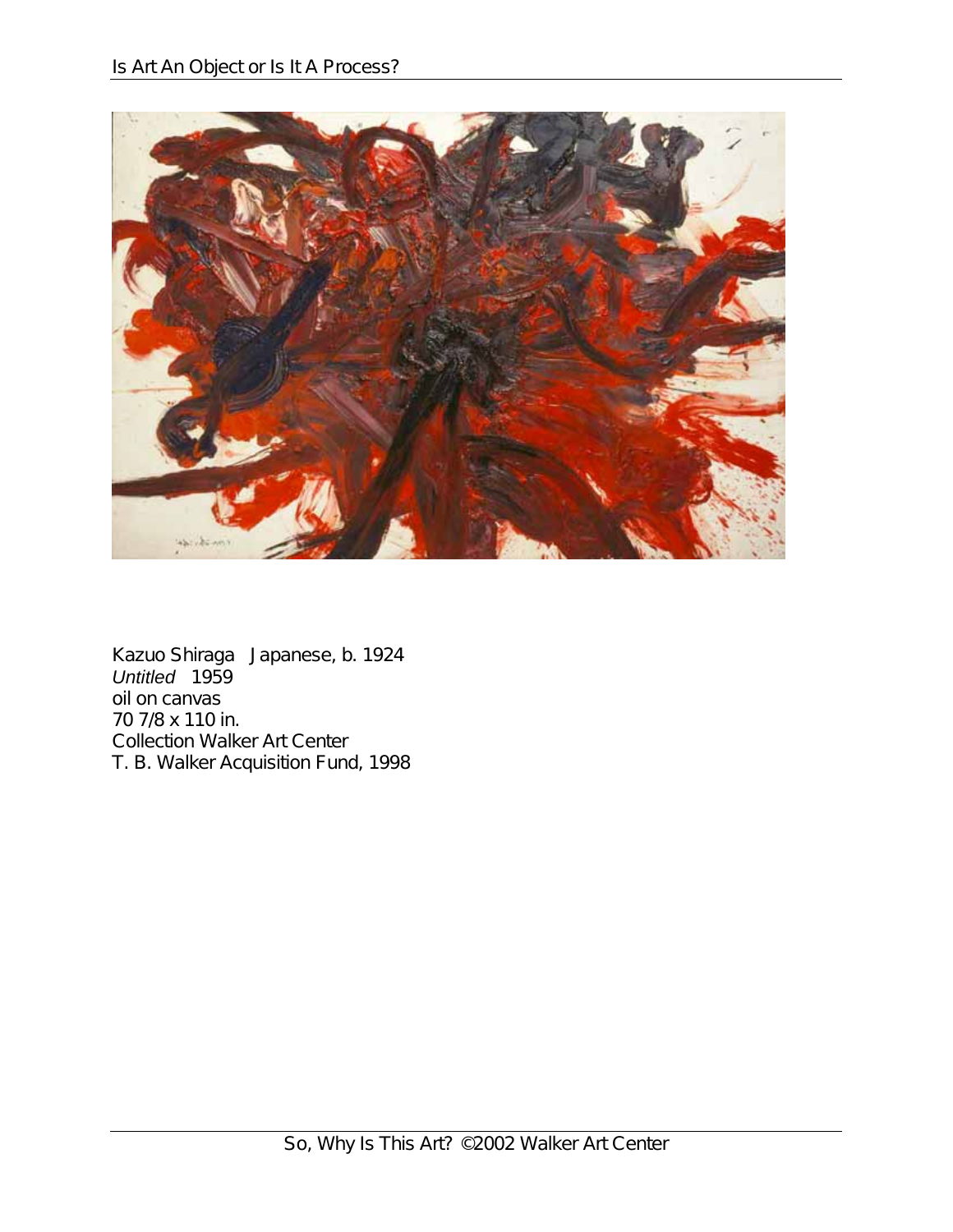Kazuo Shiraga Japanese, b. 1924
*Untitled* 1959
oil on canvas
70 7/8 x 110 in.
Collection Walker Art Center
T. B. Walker Acquisition Fund, 1998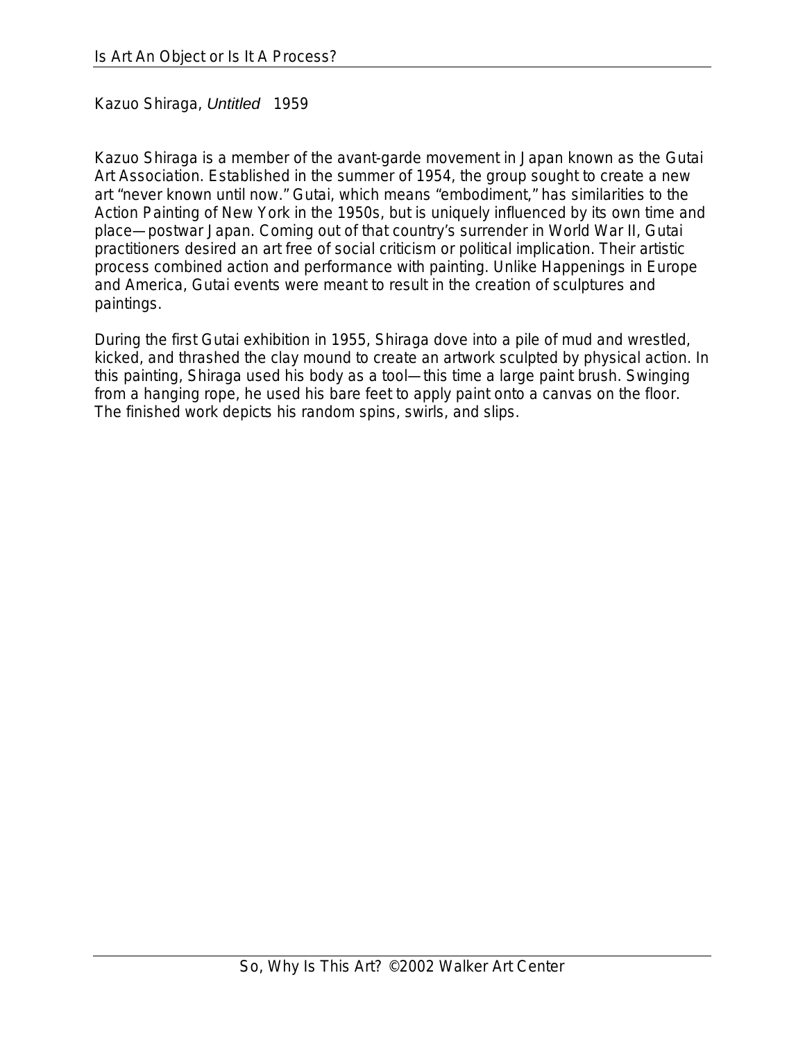Kazuo Shiraga, *Untitled* 1959

Kazuo Shiraga is a member of the avant-garde movement in Japan known as the Gutai Art Association. Established in the summer of 1954, the group sought to create a new art "never known until now." Gutai, which means "embodiment," has similarities to the Action Painting of New York in the 1950s, but is uniquely influenced by its own time and place—postwar Japan. Coming out of that country's surrender in World War II, Gutai practitioners desired an art free of social criticism or political implication. Their artistic process combined action and performance with painting. Unlike Happenings in Europe and America, Gutai events were meant to result in the creation of sculptures and paintings.

During the first Gutai exhibition in 1955, Shiraga dove into a pile of mud and wrestled, kicked, and thrashed the clay mound to create an artwork sculpted by physical action. In this painting, Shiraga used his body as a tool—this time a large paint brush. Swinging from a hanging rope, he used his bare feet to apply paint onto a canvas on the floor. The finished work depicts his random spins, swirls, and slips.